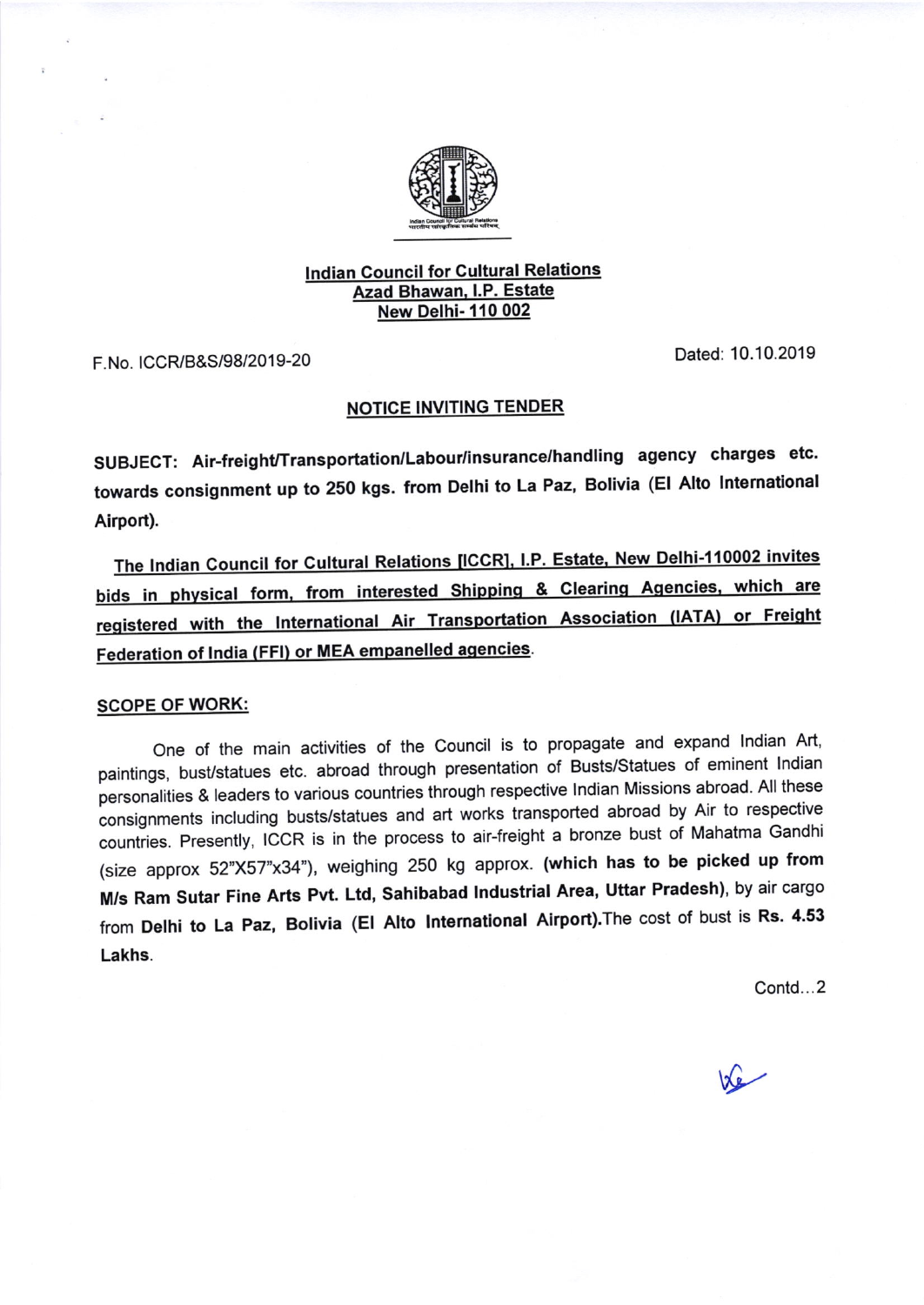**Indian Council for Cultural Relations**
**Azad Bhawan, I.P. Estate**
**New Delhi- 110 002**

F.No. ICCR/B&S/98/2019-20

Dated: 10.10.2019

## NOTICE INVITING TENDER

**SUBJECT: Air-freight/Transportation/Labour/insurance/handling agency charges etc. towards consignment up to 250 kgs. from Delhi to La Paz, Bolivia (El Alto International Airport).**

**The Indian Council for Cultural Relations [ICCR], I.P. Estate, New Delhi-110002 invites bids in physical form, from interested Shipping & Clearing Agencies, which are registered with the International Air Transportation Association (IATA) or Freight Federation of India (FFI) or MEA empanelled agencies.**

**SCOPE OF WORK:**

One of the main activities of the Council is to propagate and expand Indian Art, paintings, bust/statues etc. abroad through presentation of Busts/Statues of eminent Indian personalities & leaders to various countries through respective Indian Missions abroad. All these consignments including busts/statues and art works transported abroad by Air to respective countries. Presently, ICCR is in the process to air-freight a bronze bust of Mahatma Gandhi (size approx 52"X57"x34"), weighing 250 kg approx. **(which has to be picked up from M/s Ram Sutar Fine Arts Pvt. Ltd, Sahibabad Industrial Area, Uttar Pradesh)**, by air cargo from **Delhi to La Paz, Bolivia (El Alto International Airport)**.The cost of bust is **Rs. 4.53 Lakhs**.

Contd...2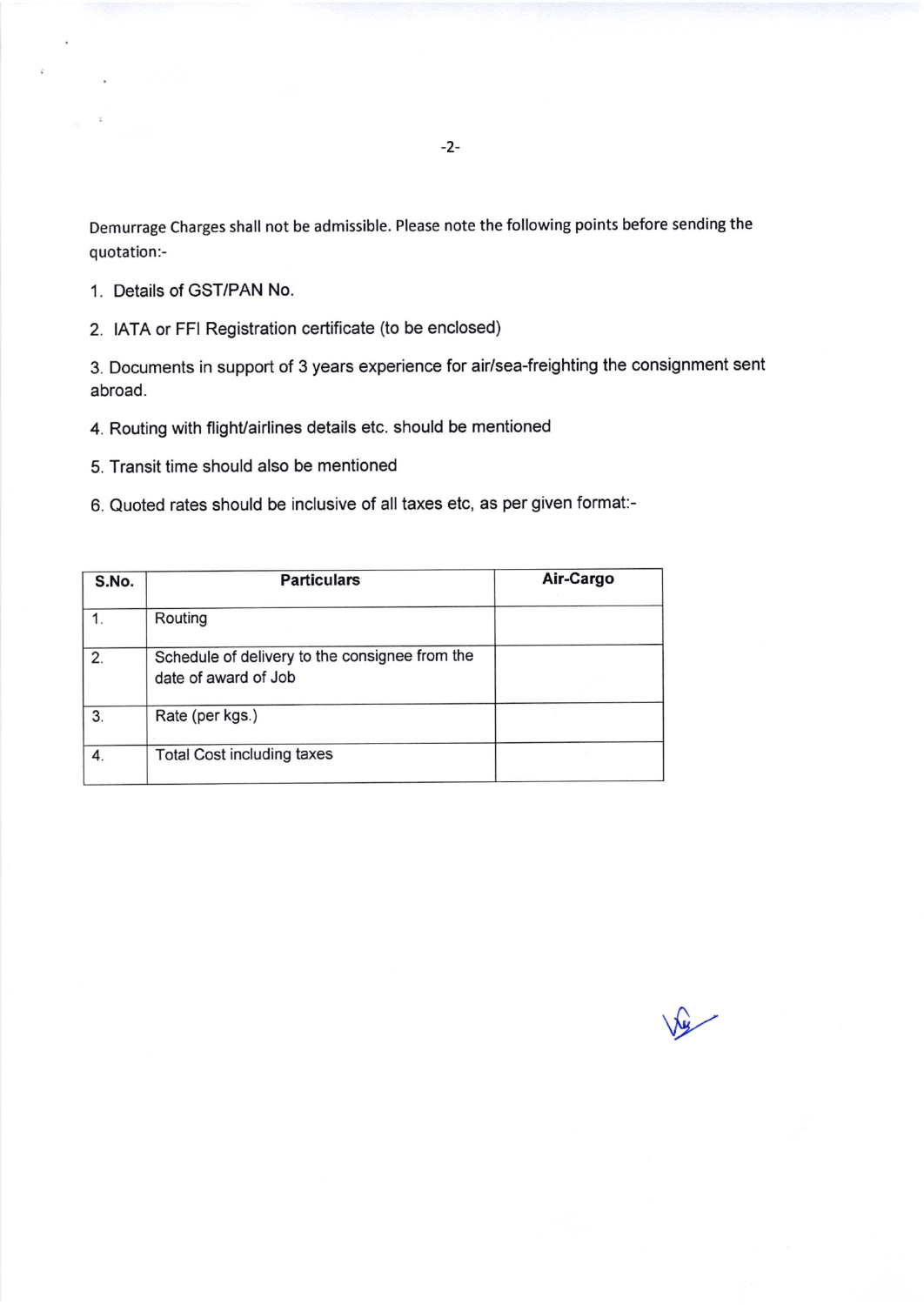Demurrage Charges shall not be admissible. Please note the following points before sending the quotation:-

1. Details of GST/PAN No.
2. IATA or FFI Registration certificate (to be enclosed)
3. Documents in support of 3 years experience for air/sea-freighting the consignment sent abroad.
4. Routing with flight/airlines details etc. should be mentioned
5. Transit time should also be mentioned
6. Quoted rates should be inclusive of all taxes etc, as per given format:-

| S.No. | Particulars | Air-Cargo |
|---|---|---|
| 1. | Routing | |
| 2. | Schedule of delivery to the consignee from the date of award of Job | |
| 3. | Rate (per kgs.) | |
| 4. | Total Cost including taxes | |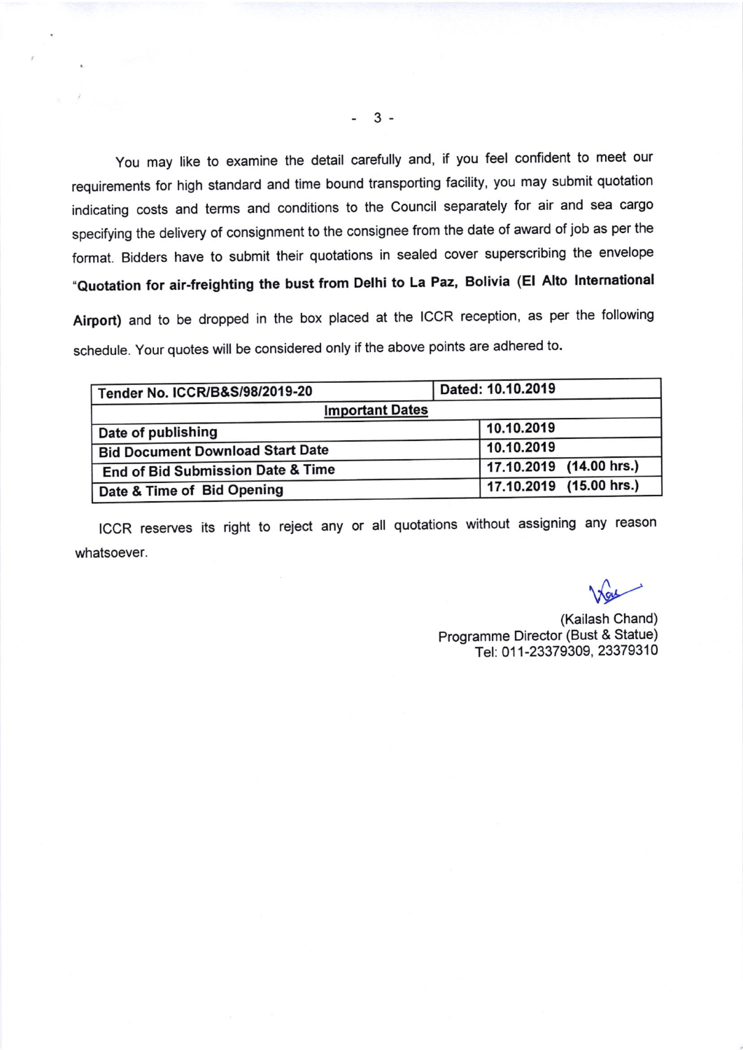You may like to examine the detail carefully and, if you feel confident to meet our requirements for high standard and time bound transporting facility, you may submit quotation indicating costs and terms and conditions to the Council separately for air and sea cargo specifying the delivery of consignment to the consignee from the date of award of job as per the format. Bidders have to submit their quotations in sealed cover superscribing the envelope "**Quotation for air-freighting the bust from Delhi to La Paz, Bolivia (El Alto International Airport)** and to be dropped in the box placed at the ICCR reception, as per the following schedule. Your quotes will be considered only if the above points are adhered to.

| **Tender No. ICCR/B&S/98/2019-20** | **Dated: 10.10.2019** |
|---|---|
| **Important Dates** | |
| **Date of publishing** | **10.10.2019** |
| **Bid Document Download Start Date** | **10.10.2019** |
| **End of Bid Submission Date & Time** | **17.10.2019 (14.00 hrs.)** |
| **Date & Time of Bid Opening** | **17.10.2019 (15.00 hrs.)** |

ICCR reserves its right to reject any or all quotations without assigning any reason whatsoever.

(Kailash Chand)
Programme Director (Bust & Statue)
Tel: 011-23379309, 23379310